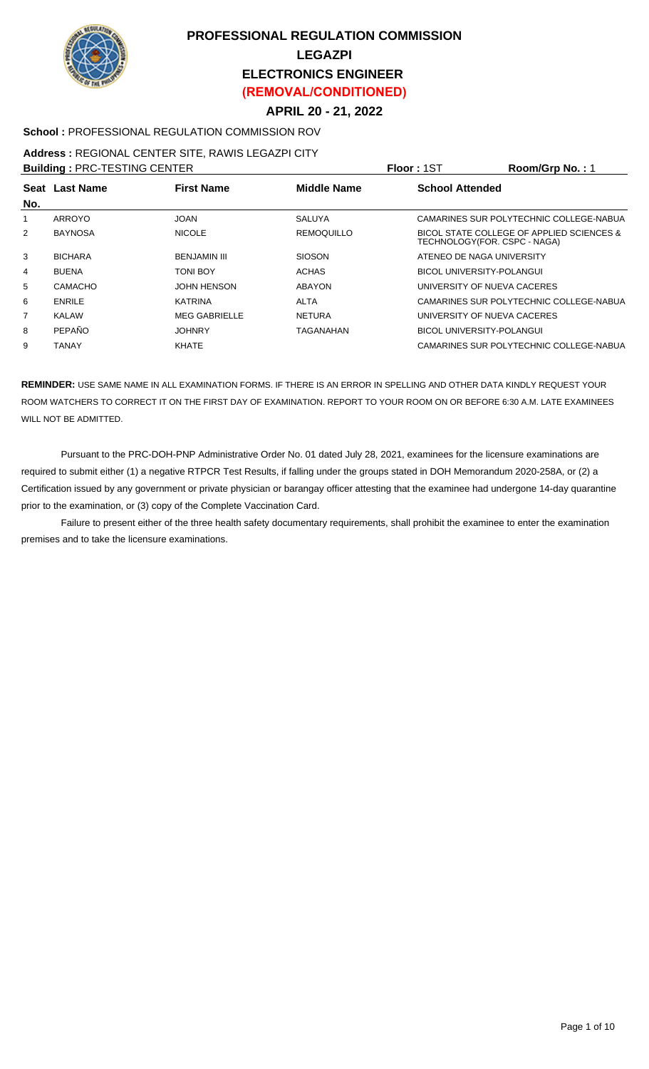# PROFESSIONAL REGULATION COMMISSION

## LEGAZPI

## ELECTRONICS ENGINEER

## (REMOVAL/CONDITIONED)

**APRIL 20 - 21, 2022**

**School :** PROFESSIONAL REGULATION COMMISSION ROV

**Address :** REGIONAL CENTER SITE, RAWIS LEGAZPI CITY

**Building :** PRC-TESTING CENTER **Floor :** 1ST **Room/Grp No. :** 1

| Seat No. | Last Name | First Name | Middle Name | School Attended |
|---|---|---|---|---|
| 1 | ARROYO | JOAN | SALUYA | CAMARINES SUR POLYTECHNIC COLLEGE-NABUA |
| 2 | BAYNOSA | NICOLE | REMOQUILLO | BICOL STATE COLLEGE OF APPLIED SCIENCES & TECHNOLOGY(FOR. CSPC - NAGA) |
| 3 | BICHARA | BENJAMIN III | SIOSON | ATENEO DE NAGA UNIVERSITY |
| 4 | BUENA | TONI BOY | ACHAS | BICOL UNIVERSITY-POLANGUI |
| 5 | CAMACHO | JOHN HENSON | ABAYON | UNIVERSITY OF NUEVA CACERES |
| 6 | ENRILE | KATRINA | ALTA | CAMARINES SUR POLYTECHNIC COLLEGE-NABUA |
| 7 | KALAW | MEG GABRIELLE | NETURA | UNIVERSITY OF NUEVA CACERES |
| 8 | PEPAÑO | JOHNRY | TAGANAHAN | BICOL UNIVERSITY-POLANGUI |
| 9 | TANAY | KHATE | | CAMARINES SUR POLYTECHNIC COLLEGE-NABUA |

**REMINDER:** USE SAME NAME IN ALL EXAMINATION FORMS. IF THERE IS AN ERROR IN SPELLING AND OTHER DATA KINDLY REQUEST YOUR ROOM WATCHERS TO CORRECT IT ON THE FIRST DAY OF EXAMINATION. REPORT TO YOUR ROOM ON OR BEFORE 6:30 A.M. LATE EXAMINEES WILL NOT BE ADMITTED.

Pursuant to the PRC-DOH-PNP Administrative Order No. 01 dated July 28, 2021, examinees for the licensure examinations are required to submit either (1) a negative RTPCR Test Results, if falling under the groups stated in DOH Memorandum 2020-258A, or (2) a Certification issued by any government or private physician or barangay officer attesting that the examinee had undergone 14-day quarantine prior to the examination, or (3) copy of the Complete Vaccination Card.

Failure to present either of the three health safety documentary requirements, shall prohibit the examinee to enter the examination premises and to take the licensure examinations.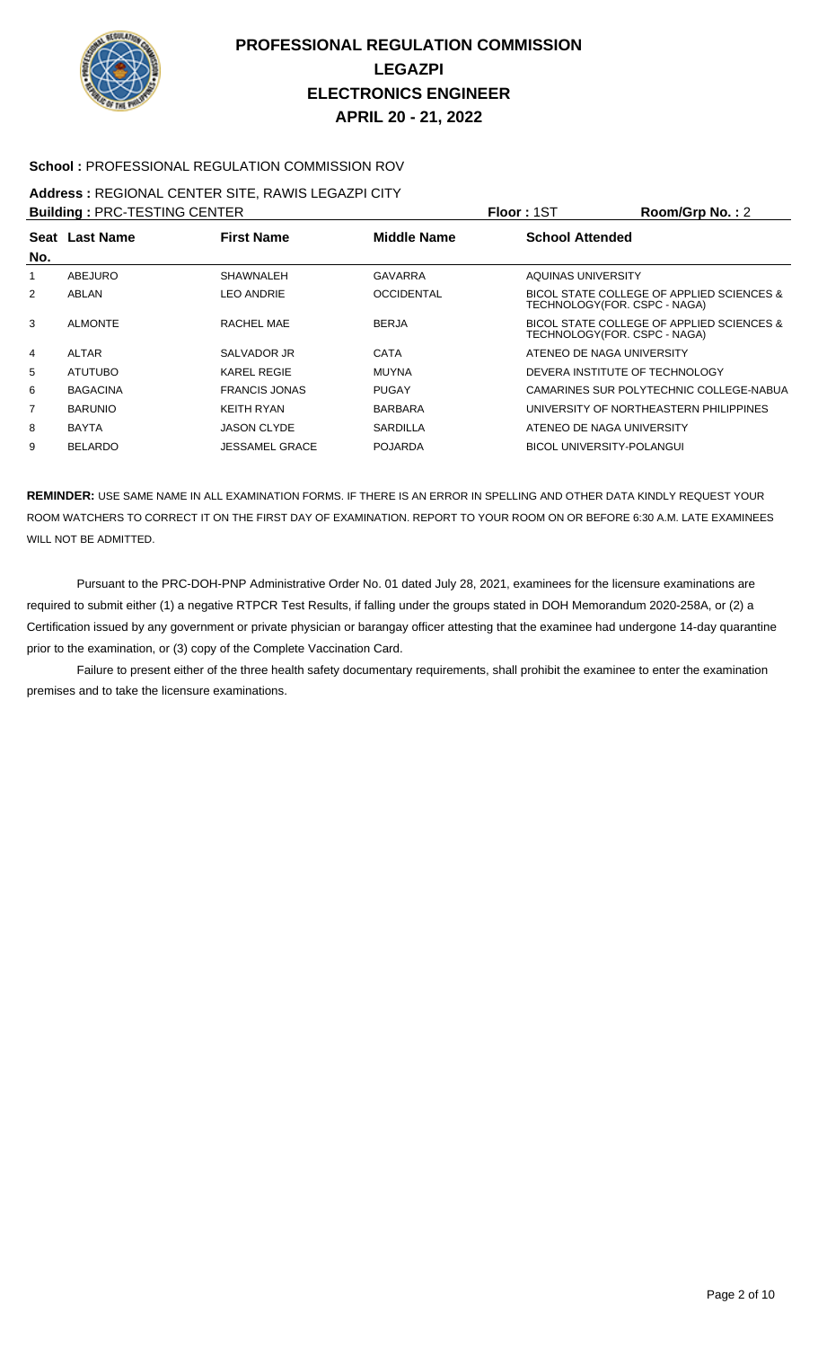# PROFESSIONAL REGULATION COMMISSION
## LEGAZPI
## ELECTRONICS ENGINEER
## APRIL 20 - 21, 2022

**School :** PROFESSIONAL REGULATION COMMISSION ROV

**Address :** REGIONAL CENTER SITE, RAWIS LEGAZPI CITY

**Building :** PRC-TESTING CENTER **Floor :** 1ST **Room/Grp No. :** 2

| Seat No. | Last Name | First Name | Middle Name | School Attended |
|---|---|---|---|---|
| 1 | ABEJURO | SHAWNALEH | GAVARRA | AQUINAS UNIVERSITY |
| 2 | ABLAN | LEO ANDRIE | OCCIDENTAL | BICOL STATE COLLEGE OF APPLIED SCIENCES & TECHNOLOGY(FOR. CSPC - NAGA) |
| 3 | ALMONTE | RACHEL MAE | BERJA | BICOL STATE COLLEGE OF APPLIED SCIENCES & TECHNOLOGY(FOR. CSPC - NAGA) |
| 4 | ALTAR | SALVADOR JR | CATA | ATENEO DE NAGA UNIVERSITY |
| 5 | ATUTUBO | KAREL REGIE | MUYNA | DEVERA INSTITUTE OF TECHNOLOGY |
| 6 | BAGACINA | FRANCIS JONAS | PUGAY | CAMARINES SUR POLYTECHNIC COLLEGE-NABUA |
| 7 | BARUNIO | KEITH RYAN | BARBARA | UNIVERSITY OF NORTHEASTERN PHILIPPINES |
| 8 | BAYTA | JASON CLYDE | SARDILLA | ATENEO DE NAGA UNIVERSITY |
| 9 | BELARDO | JESSAMEL GRACE | POJARDA | BICOL UNIVERSITY-POLANGUI |

**REMINDER:** USE SAME NAME IN ALL EXAMINATION FORMS. IF THERE IS AN ERROR IN SPELLING AND OTHER DATA KINDLY REQUEST YOUR ROOM WATCHERS TO CORRECT IT ON THE FIRST DAY OF EXAMINATION. REPORT TO YOUR ROOM ON OR BEFORE 6:30 A.M. LATE EXAMINEES WILL NOT BE ADMITTED.

Pursuant to the PRC-DOH-PNP Administrative Order No. 01 dated July 28, 2021, examinees for the licensure examinations are required to submit either (1) a negative RTPCR Test Results, if falling under the groups stated in DOH Memorandum 2020-258A, or (2) a Certification issued by any government or private physician or barangay officer attesting that the examinee had undergone 14-day quarantine prior to the examination, or (3) copy of the Complete Vaccination Card.

Failure to present either of the three health safety documentary requirements, shall prohibit the examinee to enter the examination premises and to take the licensure examinations.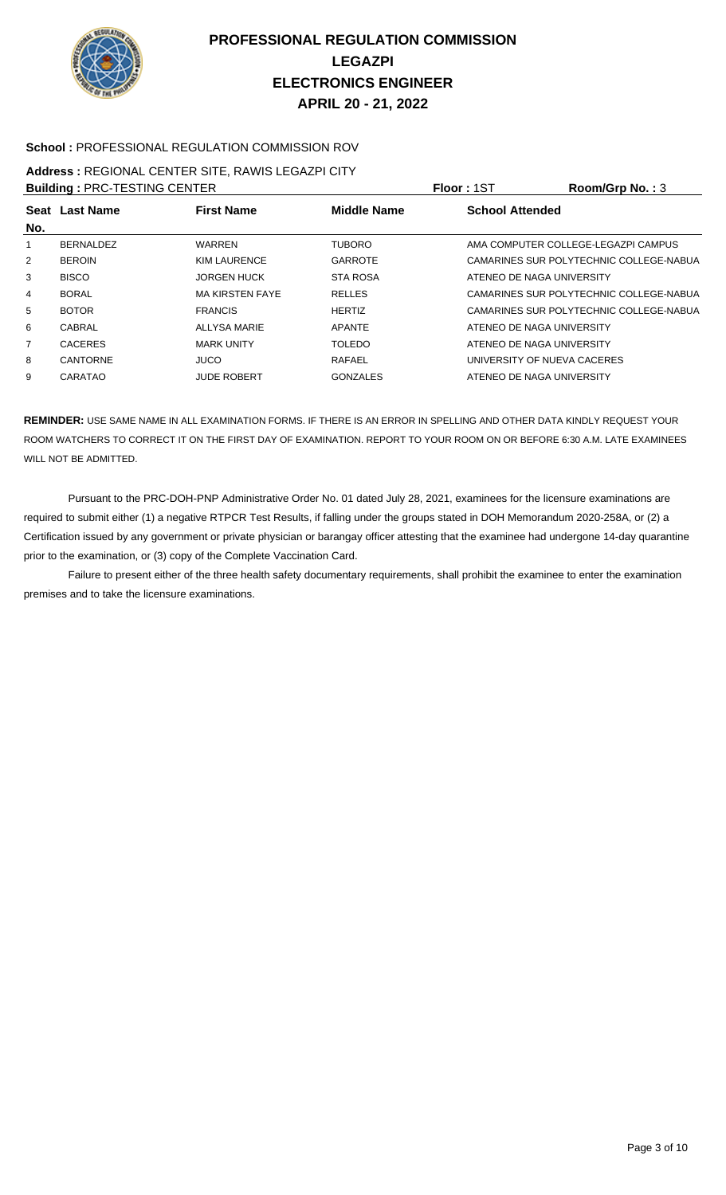# PROFESSIONAL REGULATION COMMISSION
## LEGAZPI
## ELECTRONICS ENGINEER
## APRIL 20 - 21, 2022

**School :** PROFESSIONAL REGULATION COMMISSION ROV

**Address :** REGIONAL CENTER SITE, RAWIS LEGAZPI CITY

**Building :** PRC-TESTING CENTER **Floor :** 1ST **Room/Grp No. :** 3

| Seat No. | Last Name | First Name | Middle Name | School Attended |
|---|---|---|---|---|
| 1 | BERNALDEZ | WARREN | TUBORO | AMA COMPUTER COLLEGE-LEGAZPI CAMPUS |
| 2 | BEROIN | KIM LAURENCE | GARROTE | CAMARINES SUR POLYTECHNIC COLLEGE-NABUA |
| 3 | BISCO | JORGEN HUCK | STA ROSA | ATENEO DE NAGA UNIVERSITY |
| 4 | BORAL | MA KIRSTEN FAYE | RELLES | CAMARINES SUR POLYTECHNIC COLLEGE-NABUA |
| 5 | BOTOR | FRANCIS | HERTIZ | CAMARINES SUR POLYTECHNIC COLLEGE-NABUA |
| 6 | CABRAL | ALLYSA MARIE | APANTE | ATENEO DE NAGA UNIVERSITY |
| 7 | CACERES | MARK UNITY | TOLEDO | ATENEO DE NAGA UNIVERSITY |
| 8 | CANTORNE | JUCO | RAFAEL | UNIVERSITY OF NUEVA CACERES |
| 9 | CARATAO | JUDE ROBERT | GONZALES | ATENEO DE NAGA UNIVERSITY |

**REMINDER:** USE SAME NAME IN ALL EXAMINATION FORMS. IF THERE IS AN ERROR IN SPELLING AND OTHER DATA KINDLY REQUEST YOUR ROOM WATCHERS TO CORRECT IT ON THE FIRST DAY OF EXAMINATION. REPORT TO YOUR ROOM ON OR BEFORE 6:30 A.M. LATE EXAMINEES WILL NOT BE ADMITTED.

Pursuant to the PRC-DOH-PNP Administrative Order No. 01 dated July 28, 2021, examinees for the licensure examinations are required to submit either (1) a negative RTPCR Test Results, if falling under the groups stated in DOH Memorandum 2020-258A, or (2) a Certification issued by any government or private physician or barangay officer attesting that the examinee had undergone 14-day quarantine prior to the examination, or (3) copy of the Complete Vaccination Card.

Failure to present either of the three health safety documentary requirements, shall prohibit the examinee to enter the examination premises and to take the licensure examinations.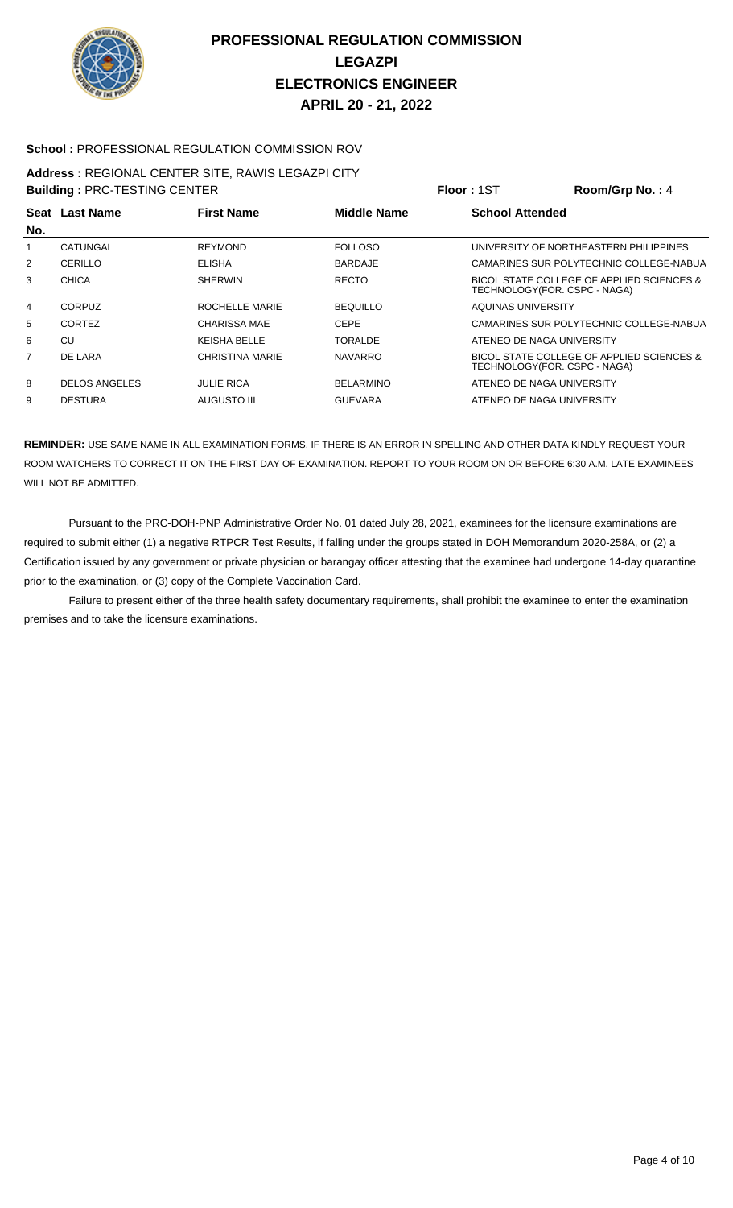# PROFESSIONAL REGULATION COMMISSION
## LEGAZPI
## ELECTRONICS ENGINEER
## APRIL 20 - 21, 2022

**School :** PROFESSIONAL REGULATION COMMISSION ROV

**Address :** REGIONAL CENTER SITE, RAWIS LEGAZPI CITY

**Building :** PRC-TESTING CENTER **Floor :** 1ST **Room/Grp No. :** 4

| Seat No. | Last Name | First Name | Middle Name | School Attended |
|---|---|---|---|---|
| 1 | CATUNGAL | REYMOND | FOLLOSO | UNIVERSITY OF NORTHEASTERN PHILIPPINES |
| 2 | CERILLO | ELISHA | BARDAJE | CAMARINES SUR POLYTECHNIC COLLEGE-NABUA |
| 3 | CHICA | SHERWIN | RECTO | BICOL STATE COLLEGE OF APPLIED SCIENCES & TECHNOLOGY(FOR. CSPC - NAGA) |
| 4 | CORPUZ | ROCHELLE MARIE | BEQUILLO | AQUINAS UNIVERSITY |
| 5 | CORTEZ | CHARISSA MAE | CEPE | CAMARINES SUR POLYTECHNIC COLLEGE-NABUA |
| 6 | CU | KEISHA BELLE | TORALDE | ATENEO DE NAGA UNIVERSITY |
| 7 | DE LARA | CHRISTINA MARIE | NAVARRO | BICOL STATE COLLEGE OF APPLIED SCIENCES & TECHNOLOGY(FOR. CSPC - NAGA) |
| 8 | DELOS ANGELES | JULIE RICA | BELARMINO | ATENEO DE NAGA UNIVERSITY |
| 9 | DESTURA | AUGUSTO III | GUEVARA | ATENEO DE NAGA UNIVERSITY |

**REMINDER:** USE SAME NAME IN ALL EXAMINATION FORMS. IF THERE IS AN ERROR IN SPELLING AND OTHER DATA KINDLY REQUEST YOUR ROOM WATCHERS TO CORRECT IT ON THE FIRST DAY OF EXAMINATION. REPORT TO YOUR ROOM ON OR BEFORE 6:30 A.M. LATE EXAMINEES WILL NOT BE ADMITTED.

Pursuant to the PRC-DOH-PNP Administrative Order No. 01 dated July 28, 2021, examinees for the licensure examinations are required to submit either (1) a negative RTPCR Test Results, if falling under the groups stated in DOH Memorandum 2020-258A, or (2) a Certification issued by any government or private physician or barangay officer attesting that the examinee had undergone 14-day quarantine prior to the examination, or (3) copy of the Complete Vaccination Card.

Failure to present either of the three health safety documentary requirements, shall prohibit the examinee to enter the examination premises and to take the licensure examinations.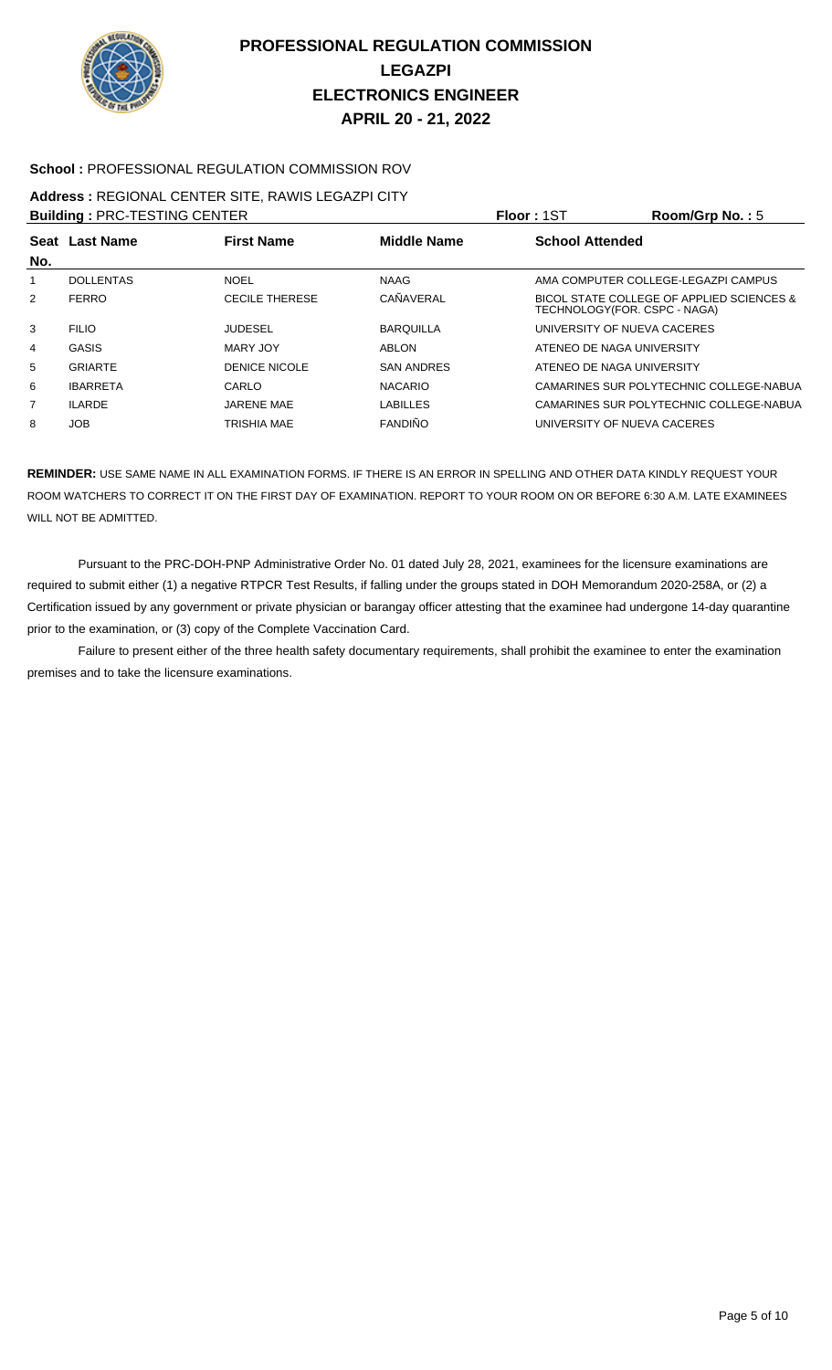# PROFESSIONAL REGULATION COMMISSION
## LEGAZPI
## ELECTRONICS ENGINEER
## APRIL 20 - 21, 2022

**School :** PROFESSIONAL REGULATION COMMISSION ROV

**Address :** REGIONAL CENTER SITE, RAWIS LEGAZPI CITY

**Building :** PRC-TESTING CENTER **Floor :** 1ST **Room/Grp No. :** 5

| Seat No. | Last Name | First Name | Middle Name | School Attended |
|---|---|---|---|---|
| 1 | DOLLENTAS | NOEL | NAAG | AMA COMPUTER COLLEGE-LEGAZPI CAMPUS |
| 2 | FERRO | CECILE THERESE | CAÑAVERAL | BICOL STATE COLLEGE OF APPLIED SCIENCES & TECHNOLOGY(FOR. CSPC - NAGA) |
| 3 | FILIO | JUDESEL | BARQUILLA | UNIVERSITY OF NUEVA CACERES |
| 4 | GASIS | MARY JOY | ABLON | ATENEO DE NAGA UNIVERSITY |
| 5 | GRIARTE | DENICE NICOLE | SAN ANDRES | ATENEO DE NAGA UNIVERSITY |
| 6 | IBARRETA | CARLO | NACARIO | CAMARINES SUR POLYTECHNIC COLLEGE-NABUA |
| 7 | ILARDE | JARENE MAE | LABILLES | CAMARINES SUR POLYTECHNIC COLLEGE-NABUA |
| 8 | JOB | TRISHIA MAE | FANDIÑO | UNIVERSITY OF NUEVA CACERES |

**REMINDER:** USE SAME NAME IN ALL EXAMINATION FORMS. IF THERE IS AN ERROR IN SPELLING AND OTHER DATA KINDLY REQUEST YOUR ROOM WATCHERS TO CORRECT IT ON THE FIRST DAY OF EXAMINATION. REPORT TO YOUR ROOM ON OR BEFORE 6:30 A.M. LATE EXAMINEES WILL NOT BE ADMITTED.

Pursuant to the PRC-DOH-PNP Administrative Order No. 01 dated July 28, 2021, examinees for the licensure examinations are required to submit either (1) a negative RTPCR Test Results, if falling under the groups stated in DOH Memorandum 2020-258A, or (2) a Certification issued by any government or private physician or barangay officer attesting that the examinee had undergone 14-day quarantine prior to the examination, or (3) copy of the Complete Vaccination Card.

Failure to present either of the three health safety documentary requirements, shall prohibit the examinee to enter the examination premises and to take the licensure examinations.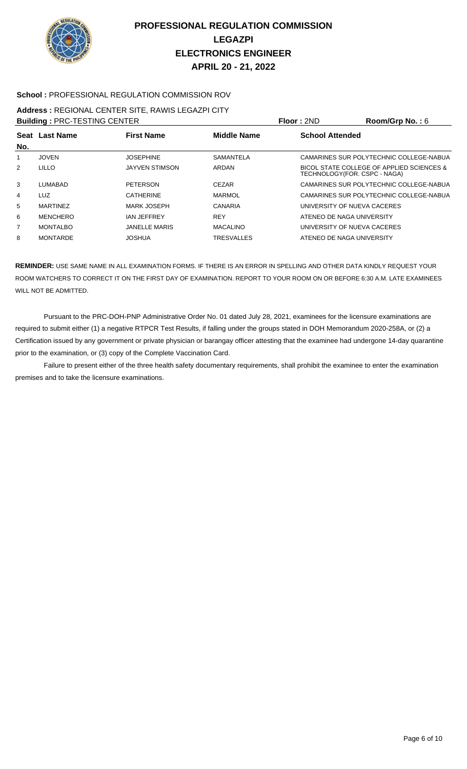# PROFESSIONAL REGULATION COMMISSION
## LEGAZPI
## ELECTRONICS ENGINEER
## APRIL 20 - 21, 2022

**School :** PROFESSIONAL REGULATION COMMISSION ROV

**Address :** REGIONAL CENTER SITE, RAWIS LEGAZPI CITY

**Building :** PRC-TESTING CENTER **Floor :** 2ND **Room/Grp No. :** 6

| Seat No. | Last Name | First Name | Middle Name | School Attended |
|---|---|---|---|---|
| 1 | JOVEN | JOSEPHINE | SAMANTELA | CAMARINES SUR POLYTECHNIC COLLEGE-NABUA |
| 2 | LILLO | JAYVEN STIMSON | ARDAN | BICOL STATE COLLEGE OF APPLIED SCIENCES & TECHNOLOGY(FOR. CSPC - NAGA) |
| 3 | LUMABAD | PETERSON | CEZAR | CAMARINES SUR POLYTECHNIC COLLEGE-NABUA |
| 4 | LUZ | CATHERINE | MARMOL | CAMARINES SUR POLYTECHNIC COLLEGE-NABUA |
| 5 | MARTINEZ | MARK JOSEPH | CANARIA | UNIVERSITY OF NUEVA CACERES |
| 6 | MENCHERO | IAN JEFFREY | REY | ATENEO DE NAGA UNIVERSITY |
| 7 | MONTALBO | JANELLE MARIS | MACALINO | UNIVERSITY OF NUEVA CACERES |
| 8 | MONTARDE | JOSHUA | TRESVALLES | ATENEO DE NAGA UNIVERSITY |

**REMINDER:** USE SAME NAME IN ALL EXAMINATION FORMS. IF THERE IS AN ERROR IN SPELLING AND OTHER DATA KINDLY REQUEST YOUR ROOM WATCHERS TO CORRECT IT ON THE FIRST DAY OF EXAMINATION. REPORT TO YOUR ROOM ON OR BEFORE 6:30 A.M. LATE EXAMINEES WILL NOT BE ADMITTED.

Pursuant to the PRC-DOH-PNP Administrative Order No. 01 dated July 28, 2021, examinees for the licensure examinations are required to submit either (1) a negative RTPCR Test Results, if falling under the groups stated in DOH Memorandum 2020-258A, or (2) a Certification issued by any government or private physician or barangay officer attesting that the examinee had undergone 14-day quarantine prior to the examination, or (3) copy of the Complete Vaccination Card.

Failure to present either of the three health safety documentary requirements, shall prohibit the examinee to enter the examination premises and to take the licensure examinations.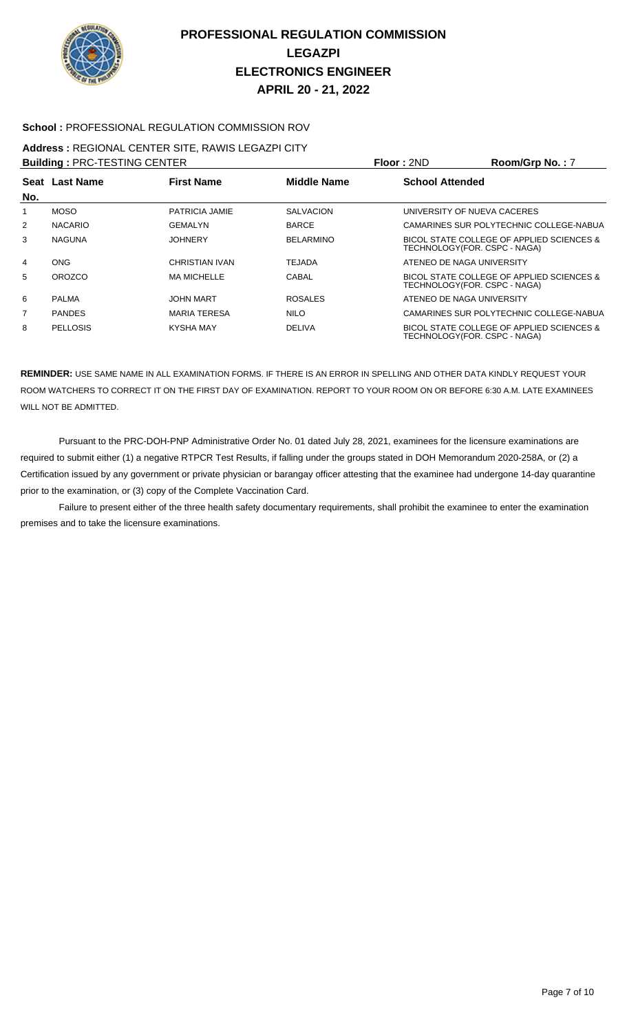# PROFESSIONAL REGULATION COMMISSION
## LEGAZPI
## ELECTRONICS ENGINEER
## APRIL 20 - 21, 2022

**School :** PROFESSIONAL REGULATION COMMISSION ROV

**Address :** REGIONAL CENTER SITE, RAWIS LEGAZPI CITY

**Building :** PRC-TESTING CENTER **Floor :** 2ND **Room/Grp No. :** 7

| Seat No. | Last Name | First Name | Middle Name | School Attended |
|---|---|---|---|---|
| 1 | MOSO | PATRICIA JAMIE | SALVACION | UNIVERSITY OF NUEVA CACERES |
| 2 | NACARIO | GEMALYN | BARCE | CAMARINES SUR POLYTECHNIC COLLEGE-NABUA |
| 3 | NAGUNA | JOHNERY | BELARMINO | BICOL STATE COLLEGE OF APPLIED SCIENCES & TECHNOLOGY(FOR. CSPC - NAGA) |
| 4 | ONG | CHRISTIAN IVAN | TEJADA | ATENEO DE NAGA UNIVERSITY |
| 5 | OROZCO | MA MICHELLE | CABAL | BICOL STATE COLLEGE OF APPLIED SCIENCES & TECHNOLOGY(FOR. CSPC - NAGA) |
| 6 | PALMA | JOHN MART | ROSALES | ATENEO DE NAGA UNIVERSITY |
| 7 | PANDES | MARIA TERESA | NILO | CAMARINES SUR POLYTECHNIC COLLEGE-NABUA |
| 8 | PELLOSIS | KYSHA MAY | DELIVA | BICOL STATE COLLEGE OF APPLIED SCIENCES & TECHNOLOGY(FOR. CSPC - NAGA) |

**REMINDER:** USE SAME NAME IN ALL EXAMINATION FORMS. IF THERE IS AN ERROR IN SPELLING AND OTHER DATA KINDLY REQUEST YOUR ROOM WATCHERS TO CORRECT IT ON THE FIRST DAY OF EXAMINATION. REPORT TO YOUR ROOM ON OR BEFORE 6:30 A.M. LATE EXAMINEES WILL NOT BE ADMITTED.

Pursuant to the PRC-DOH-PNP Administrative Order No. 01 dated July 28, 2021, examinees for the licensure examinations are required to submit either (1) a negative RTPCR Test Results, if falling under the groups stated in DOH Memorandum 2020-258A, or (2) a Certification issued by any government or private physician or barangay officer attesting that the examinee had undergone 14-day quarantine prior to the examination, or (3) copy of the Complete Vaccination Card.

Failure to present either of the three health safety documentary requirements, shall prohibit the examinee to enter the examination premises and to take the licensure examinations.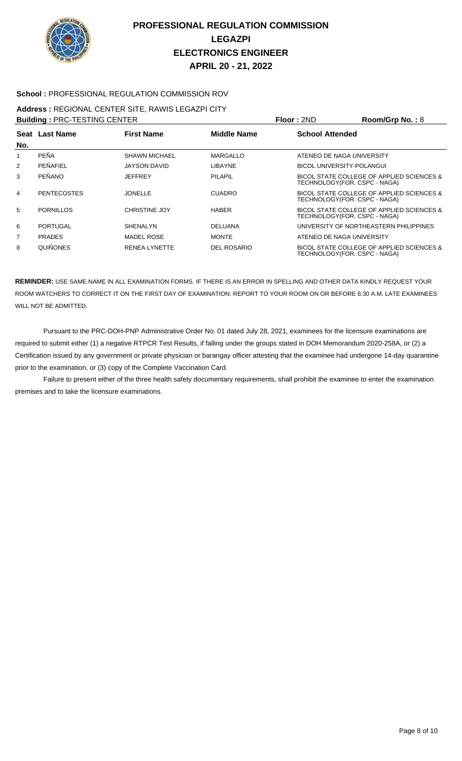# PROFESSIONAL REGULATION COMMISSION
# LEGAZPI
# ELECTRONICS ENGINEER
# APRIL 20 - 21, 2022

**School :** PROFESSIONAL REGULATION COMMISSION ROV

**Address :** REGIONAL CENTER SITE, RAWIS LEGAZPI CITY

**Building :** PRC-TESTING CENTER  **Floor :** 2ND  **Room/Grp No. :** 8

| Seat No. | Last Name | First Name | Middle Name | School Attended |
|---|---|---|---|---|
| 1 | PEÑA | SHAWN MICHAEL | MARGALLO | ATENEO DE NAGA UNIVERSITY |
| 2 | PEÑAFIEL | JAYSON DAVID | LIBAYNE | BICOL UNIVERSITY-POLANGUI |
| 3 | PEÑANO | JEFFREY | PILAPIL | BICOL STATE COLLEGE OF APPLIED SCIENCES & TECHNOLOGY(FOR. CSPC - NAGA) |
| 4 | PENTECOSTES | JONELLE | CUADRO | BICOL STATE COLLEGE OF APPLIED SCIENCES & TECHNOLOGY(FOR. CSPC - NAGA) |
| 5 | PORNILLOS | CHRISTINE JOY | HABER | BICOL STATE COLLEGE OF APPLIED SCIENCES & TECHNOLOGY(FOR. CSPC - NAGA) |
| 6 | PORTUGAL | SHENALYN | DELUANA | UNIVERSITY OF NORTHEASTERN PHILIPPINES |
| 7 | PRADES | MADEL ROSE | MONTE | ATENEO DE NAGA UNIVERSITY |
| 8 | QUIÑONES | RENEA LYNETTE | DEL ROSARIO | BICOL STATE COLLEGE OF APPLIED SCIENCES & TECHNOLOGY(FOR. CSPC - NAGA) |

**REMINDER:** USE SAME NAME IN ALL EXAMINATION FORMS. IF THERE IS AN ERROR IN SPELLING AND OTHER DATA KINDLY REQUEST YOUR ROOM WATCHERS TO CORRECT IT ON THE FIRST DAY OF EXAMINATION. REPORT TO YOUR ROOM ON OR BEFORE 6:30 A.M. LATE EXAMINEES WILL NOT BE ADMITTED.

Pursuant to the PRC-DOH-PNP Administrative Order No. 01 dated July 28, 2021, examinees for the licensure examinations are required to submit either (1) a negative RTPCR Test Results, if falling under the groups stated in DOH Memorandum 2020-258A, or (2) a Certification issued by any government or private physician or barangay officer attesting that the examinee had undergone 14-day quarantine prior to the examination, or (3) copy of the Complete Vaccination Card.

Failure to present either of the three health safety documentary requirements, shall prohibit the examinee to enter the examination premises and to take the licensure examinations.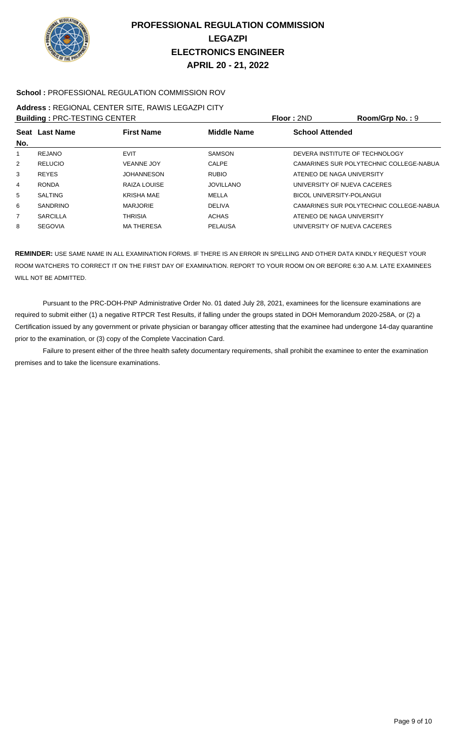# PROFESSIONAL REGULATION COMMISSION
## LEGAZPI
## ELECTRONICS ENGINEER
## APRIL 20 - 21, 2022

**School :** PROFESSIONAL REGULATION COMMISSION ROV

**Address :** REGIONAL CENTER SITE, RAWIS LEGAZPI CITY

**Building :** PRC-TESTING CENTER **Floor :** 2ND **Room/Grp No. :** 9

| Seat No. | Last Name | First Name | Middle Name | School Attended |
|---|---|---|---|---|
| 1 | REJANO | EVIT | SAMSON | DEVERA INSTITUTE OF TECHNOLOGY |
| 2 | RELUCIO | VEANNE JOY | CALPE | CAMARINES SUR POLYTECHNIC COLLEGE-NABUA |
| 3 | REYES | JOHANNESON | RUBIO | ATENEO DE NAGA UNIVERSITY |
| 4 | RONDA | RAIZA LOUISE | JOVILLANO | UNIVERSITY OF NUEVA CACERES |
| 5 | SALTING | KRISHA MAE | MELLA | BICOL UNIVERSITY-POLANGUI |
| 6 | SANDRINO | MARJORIE | DELIVA | CAMARINES SUR POLYTECHNIC COLLEGE-NABUA |
| 7 | SARCILLA | THRISIA | ACHAS | ATENEO DE NAGA UNIVERSITY |
| 8 | SEGOVIA | MA THERESA | PELAUSA | UNIVERSITY OF NUEVA CACERES |

**REMINDER:** USE SAME NAME IN ALL EXAMINATION FORMS. IF THERE IS AN ERROR IN SPELLING AND OTHER DATA KINDLY REQUEST YOUR ROOM WATCHERS TO CORRECT IT ON THE FIRST DAY OF EXAMINATION. REPORT TO YOUR ROOM ON OR BEFORE 6:30 A.M. LATE EXAMINEES WILL NOT BE ADMITTED.

Pursuant to the PRC-DOH-PNP Administrative Order No. 01 dated July 28, 2021, examinees for the licensure examinations are required to submit either (1) a negative RTPCR Test Results, if falling under the groups stated in DOH Memorandum 2020-258A, or (2) a Certification issued by any government or private physician or barangay officer attesting that the examinee had undergone 14-day quarantine prior to the examination, or (3) copy of the Complete Vaccination Card.

Failure to present either of the three health safety documentary requirements, shall prohibit the examinee to enter the examination premises and to take the licensure examinations.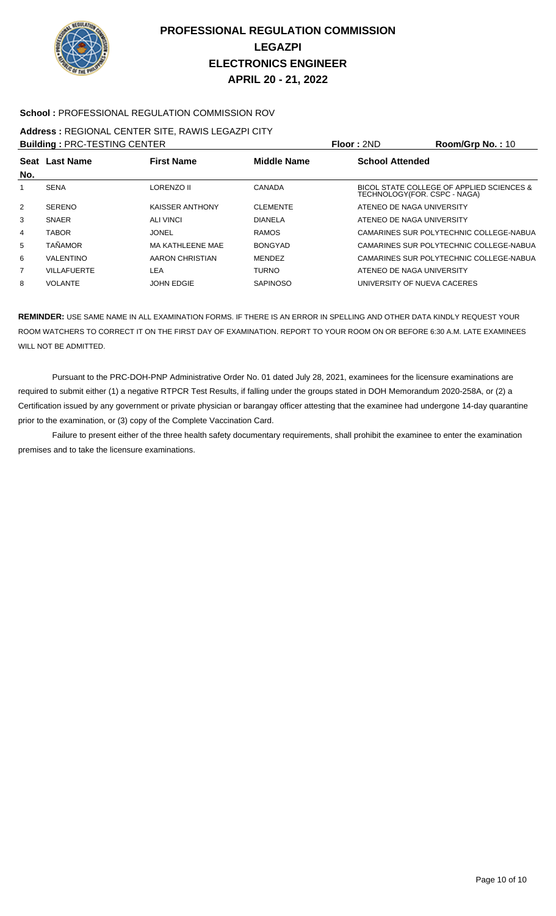# PROFESSIONAL REGULATION COMMISSION
## LEGAZPI
## ELECTRONICS ENGINEER
## APRIL 20 - 21, 2022

**School :** PROFESSIONAL REGULATION COMMISSION ROV

**Address :** REGIONAL CENTER SITE, RAWIS LEGAZPI CITY

**Building :** PRC-TESTING CENTER **Floor :** 2ND **Room/Grp No. :** 10

| Seat No. | Last Name | First Name | Middle Name | School Attended |
|---|---|---|---|---|
| 1 | SENA | LORENZO II | CANADA | BICOL STATE COLLEGE OF APPLIED SCIENCES & TECHNOLOGY(FOR. CSPC - NAGA) |
| 2 | SERENO | KAISSER ANTHONY | CLEMENTE | ATENEO DE NAGA UNIVERSITY |
| 3 | SNAER | ALI VINCI | DIANELA | ATENEO DE NAGA UNIVERSITY |
| 4 | TABOR | JONEL | RAMOS | CAMARINES SUR POLYTECHNIC COLLEGE-NABUA |
| 5 | TAÑAMOR | MA KATHLEENE MAE | BONGYAD | CAMARINES SUR POLYTECHNIC COLLEGE-NABUA |
| 6 | VALENTINO | AARON CHRISTIAN | MENDEZ | CAMARINES SUR POLYTECHNIC COLLEGE-NABUA |
| 7 | VILLAFUERTE | LEA | TURNO | ATENEO DE NAGA UNIVERSITY |
| 8 | VOLANTE | JOHN EDGIE | SAPINOSO | UNIVERSITY OF NUEVA CACERES |

**REMINDER:** USE SAME NAME IN ALL EXAMINATION FORMS. IF THERE IS AN ERROR IN SPELLING AND OTHER DATA KINDLY REQUEST YOUR ROOM WATCHERS TO CORRECT IT ON THE FIRST DAY OF EXAMINATION. REPORT TO YOUR ROOM ON OR BEFORE 6:30 A.M. LATE EXAMINEES WILL NOT BE ADMITTED.

Pursuant to the PRC-DOH-PNP Administrative Order No. 01 dated July 28, 2021, examinees for the licensure examinations are required to submit either (1) a negative RTPCR Test Results, if falling under the groups stated in DOH Memorandum 2020-258A, or (2) a Certification issued by any government or private physician or barangay officer attesting that the examinee had undergone 14-day quarantine prior to the examination, or (3) copy of the Complete Vaccination Card.

Failure to present either of the three health safety documentary requirements, shall prohibit the examinee to enter the examination premises and to take the licensure examinations.